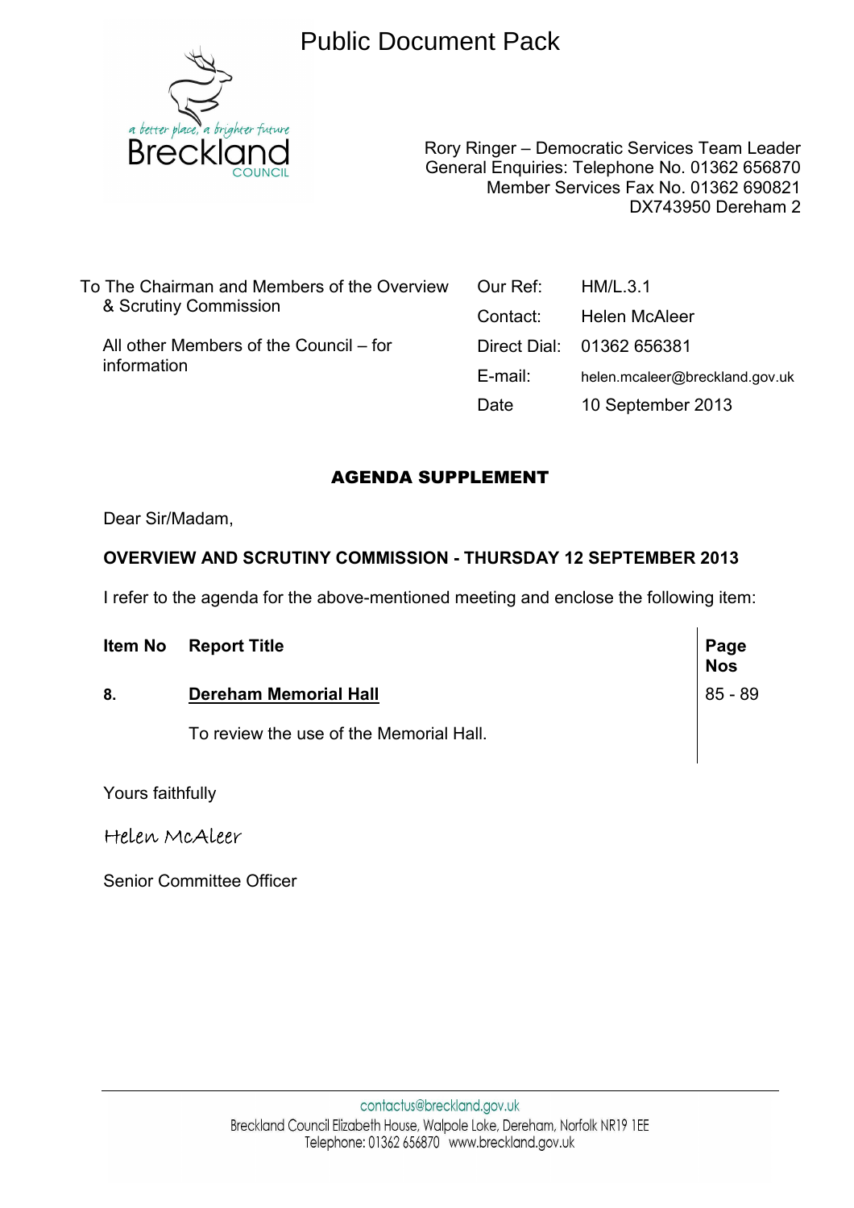# Public Document Pack

a better place, a brighter future
Breckland COUNCIL

Rory Ringer – Democratic Services Team Leader
General Enquiries: Telephone No. 01362 656870
Member Services Fax No. 01362 690821
DX743950 Dereham 2

To The Chairman and Members of the Overview & Scrutiny Commission

All other Members of the Council – for information

| | |
|---|---|
| Our Ref: | HM/L.3.1 |
| Contact: | Helen McAleer |
| Direct Dial: | 01362 656381 |
| E-mail: | helen.mcaleer@breckland.gov.uk |
| Date | 10 September 2013 |

## AGENDA SUPPLEMENT

Dear Sir/Madam,

**OVERVIEW AND SCRUTINY COMMISSION - THURSDAY 12 SEPTEMBER 2013**

I refer to the agenda for the above-mentioned meeting and enclose the following item:

| Item No | Report Title | Page Nos |
|---|---|---|
| 8. | **Dereham Memorial Hall**<br>To review the use of the Memorial Hall. | 85 - 89 |

Yours faithfully

Helen McAleer

Senior Committee Officer

contactus@breckland.gov.uk
Breckland Council Elizabeth House, Walpole Loke, Dereham, Norfolk NR19 1EE
Telephone: 01362 656870 www.breckland.gov.uk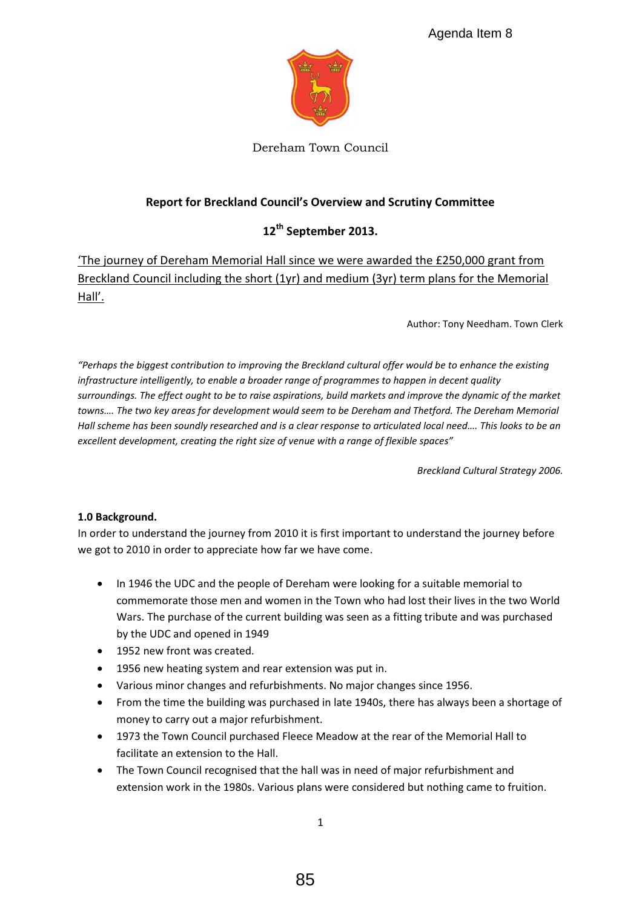Agenda Item 8

Dereham Town Council

**Report for Breckland Council's Overview and Scrutiny Committee**

**12th September 2013.**

'The journey of Dereham Memorial Hall since we were awarded the £250,000 grant from Breckland Council including the short (1yr) and medium (3yr) term plans for the Memorial Hall'.

Author: Tony Needham. Town Clerk

*"Perhaps the biggest contribution to improving the Breckland cultural offer would be to enhance the existing infrastructure intelligently, to enable a broader range of programmes to happen in decent quality surroundings. The effect ought to be to raise aspirations, build markets and improve the dynamic of the market towns…. The two key areas for development would seem to be Dereham and Thetford. The Dereham Memorial Hall scheme has been soundly researched and is a clear response to articulated local need…. This looks to be an excellent development, creating the right size of venue with a range of flexible spaces"*

*Breckland Cultural Strategy 2006.*

**1.0 Background.**

In order to understand the journey from 2010 it is first important to understand the journey before we got to 2010 in order to appreciate how far we have come.

- In 1946 the UDC and the people of Dereham were looking for a suitable memorial to commemorate those men and women in the Town who had lost their lives in the two World Wars. The purchase of the current building was seen as a fitting tribute and was purchased by the UDC and opened in 1949
- 1952 new front was created.
- 1956 new heating system and rear extension was put in.
- Various minor changes and refurbishments. No major changes since 1956.
- From the time the building was purchased in late 1940s, there has always been a shortage of money to carry out a major refurbishment.
- 1973 the Town Council purchased Fleece Meadow at the rear of the Memorial Hall to facilitate an extension to the Hall.
- The Town Council recognised that the hall was in need of major refurbishment and extension work in the 1980s. Various plans were considered but nothing came to fruition.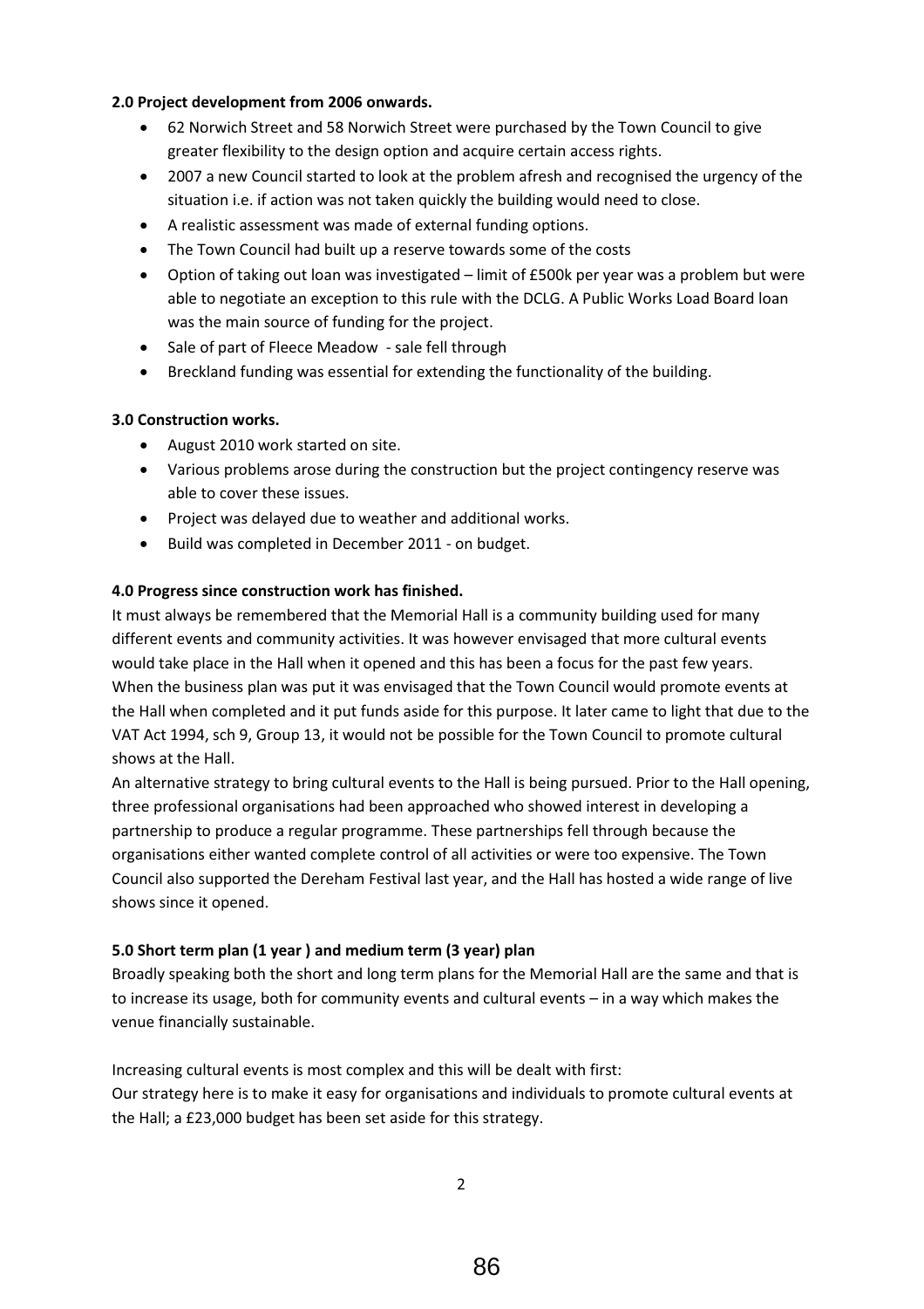**2.0 Project development from 2006 onwards.**

- 62 Norwich Street and 58 Norwich Street were purchased by the Town Council to give greater flexibility to the design option and acquire certain access rights.
- 2007 a new Council started to look at the problem afresh and recognised the urgency of the situation i.e. if action was not taken quickly the building would need to close.
- A realistic assessment was made of external funding options.
- The Town Council had built up a reserve towards some of the costs
- Option of taking out loan was investigated – limit of £500k per year was a problem but were able to negotiate an exception to this rule with the DCLG. A Public Works Load Board loan was the main source of funding for the project.
- Sale of part of Fleece Meadow - sale fell through
- Breckland funding was essential for extending the functionality of the building.

**3.0 Construction works.**

- August 2010 work started on site.
- Various problems arose during the construction but the project contingency reserve was able to cover these issues.
- Project was delayed due to weather and additional works.
- Build was completed in December 2011 - on budget.

**4.0 Progress since construction work has finished.**

It must always be remembered that the Memorial Hall is a community building used for many different events and community activities. It was however envisaged that more cultural events would take place in the Hall when it opened and this has been a focus for the past few years. When the business plan was put it was envisaged that the Town Council would promote events at the Hall when completed and it put funds aside for this purpose. It later came to light that due to the VAT Act 1994, sch 9, Group 13, it would not be possible for the Town Council to promote cultural shows at the Hall.

An alternative strategy to bring cultural events to the Hall is being pursued. Prior to the Hall opening, three professional organisations had been approached who showed interest in developing a partnership to produce a regular programme. These partnerships fell through because the organisations either wanted complete control of all activities or were too expensive. The Town Council also supported the Dereham Festival last year, and the Hall has hosted a wide range of live shows since it opened.

**5.0 Short term plan (1 year ) and medium term (3 year) plan**

Broadly speaking both the short and long term plans for the Memorial Hall are the same and that is to increase its usage, both for community events and cultural events – in a way which makes the venue financially sustainable.

Increasing cultural events is most complex and this will be dealt with first:

Our strategy here is to make it easy for organisations and individuals to promote cultural events at the Hall; a £23,000 budget has been set aside for this strategy.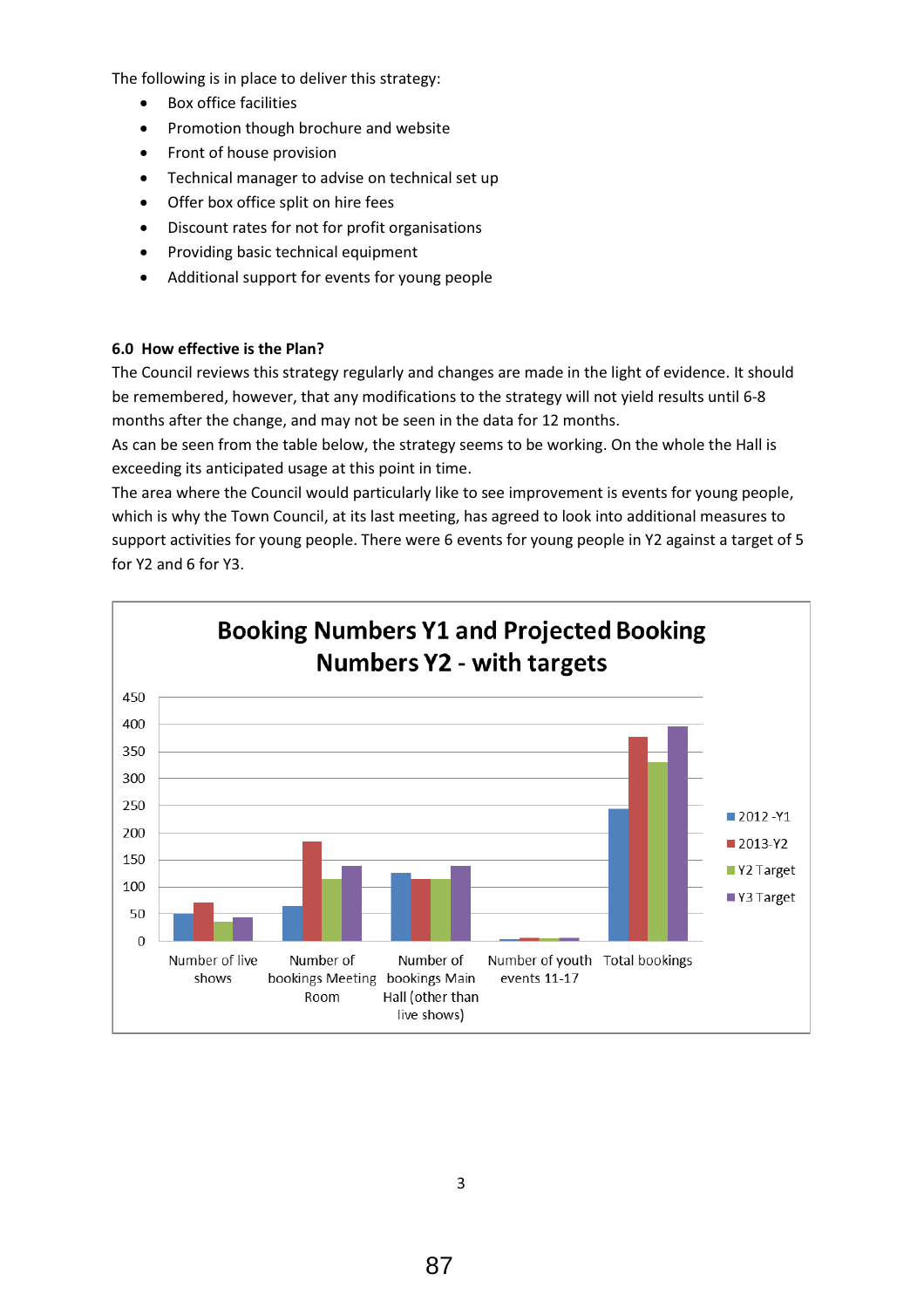The following is in place to deliver this strategy:

- Box office facilities
- Promotion though brochure and website
- Front of house provision
- Technical manager to advise on technical set up
- Offer box office split on hire fees
- Discount rates for not for profit organisations
- Providing basic technical equipment
- Additional support for events for young people

**6.0 How effective is the Plan?**

The Council reviews this strategy regularly and changes are made in the light of evidence. It should be remembered, however, that any modifications to the strategy will not yield results until 6-8 months after the change, and may not be seen in the data for 12 months.

As can be seen from the table below, the strategy seems to be working. On the whole the Hall is exceeding its anticipated usage at this point in time.

The area where the Council would particularly like to see improvement is events for young people, which is why the Town Council, at its last meeting, has agreed to look into additional measures to support activities for young people. There were 6 events for young people in Y2 against a target of 5 for Y2 and 6 for Y3.

**Booking Numbers Y1 and Projected Booking Numbers Y2 - with targets**

| | 2012 -Y1 | 2013-Y2 | Y2 Target | Y3 Target |
|---|---|---|---|---|
| Number of live shows | 50 | 72 | 36 | 44 |
| Number of bookings Meeting Room | 65 | 184 | 115 | 140 |
| Number of bookings Main Hall (other than live shows) | 127 | 115 | 115 | 140 |
| Number of youth events 11-17 | 3 | 6 | 5 | 6 |
| Total bookings | 245 | 377 | 331 | 396 |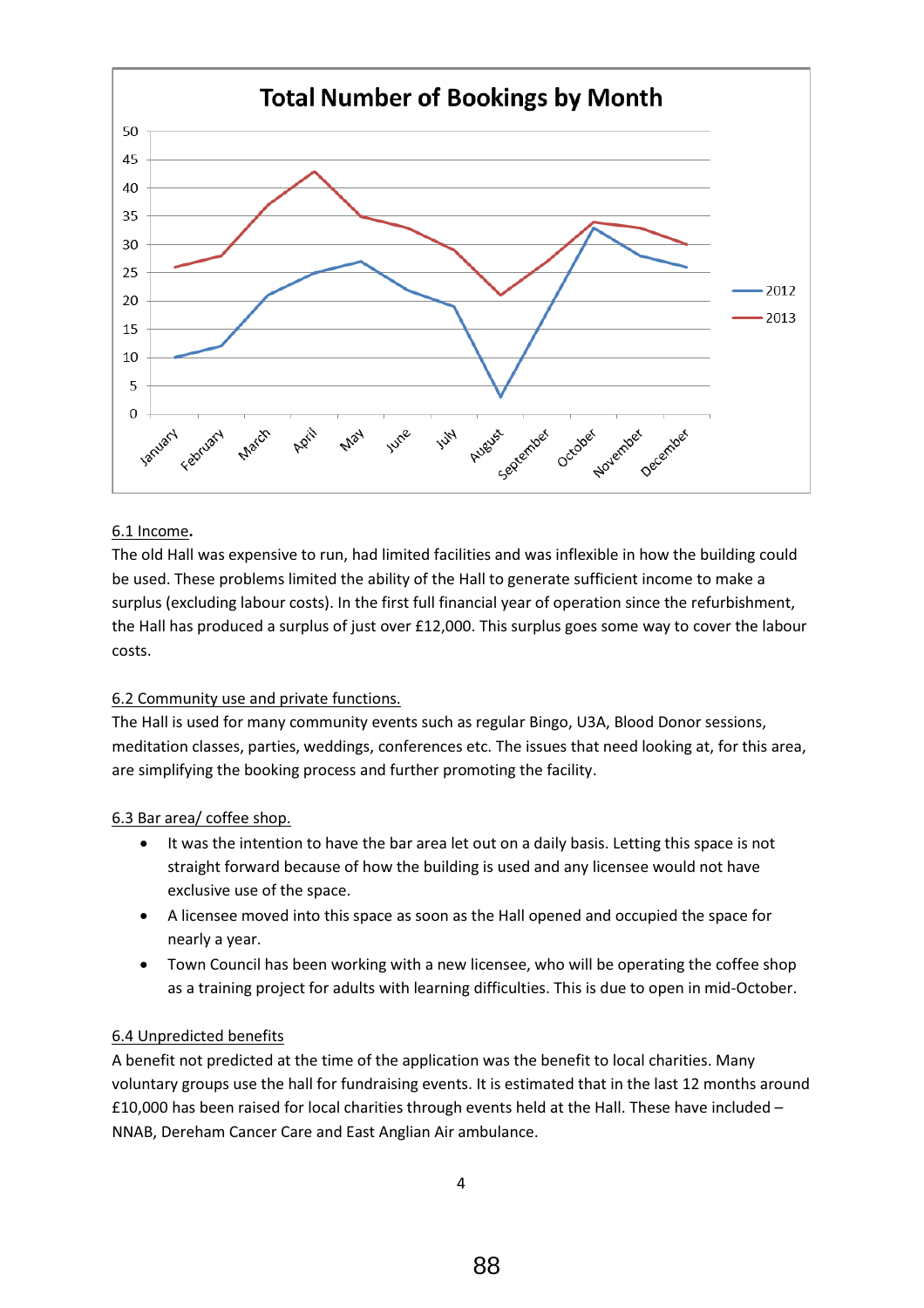**Total Number of Bookings by Month**

| Month | 2012 | 2013 |
|---|---|---|
| January | 10 | 26 |
| February | 12 | 28 |
| March | 21 | 37 |
| April | 25 | 43 |
| May | 27 | 35 |
| June | 22 | 33 |
| July | 19 | 29 |
| August | 3 | 21 |
| September | 18 | 27 |
| October | 33 | 34 |
| November | 28 | 33 |
| December | 26 | 30 |

6.1 Income.

The old Hall was expensive to run, had limited facilities and was inflexible in how the building could be used. These problems limited the ability of the Hall to generate sufficient income to make a surplus (excluding labour costs). In the first full financial year of operation since the refurbishment, the Hall has produced a surplus of just over £12,000. This surplus goes some way to cover the labour costs.

6.2 Community use and private functions.

The Hall is used for many community events such as regular Bingo, U3A, Blood Donor sessions, meditation classes, parties, weddings, conferences etc. The issues that need looking at, for this area, are simplifying the booking process and further promoting the facility.

6.3 Bar area/ coffee shop.

- It was the intention to have the bar area let out on a daily basis. Letting this space is not straight forward because of how the building is used and any licensee would not have exclusive use of the space.
- A licensee moved into this space as soon as the Hall opened and occupied the space for nearly a year.
- Town Council has been working with a new licensee, who will be operating the coffee shop as a training project for adults with learning difficulties. This is due to open in mid-October.

6.4 Unpredicted benefits

A benefit not predicted at the time of the application was the benefit to local charities. Many voluntary groups use the hall for fundraising events. It is estimated that in the last 12 months around £10,000 has been raised for local charities through events held at the Hall. These have included – NNAB, Dereham Cancer Care and East Anglian Air ambulance.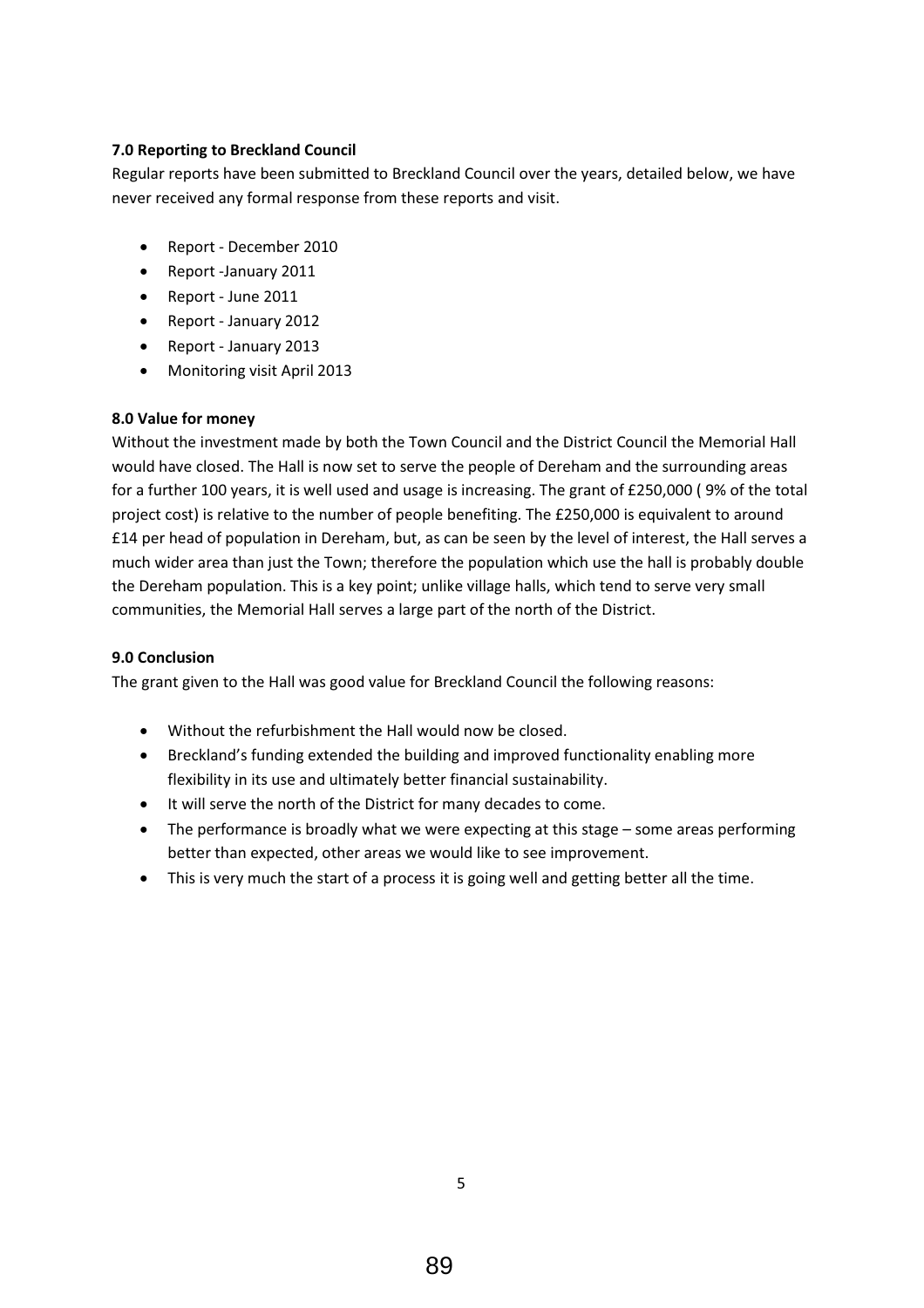**7.0 Reporting to Breckland Council**

Regular reports have been submitted to Breckland Council over the years, detailed below, we have never received any formal response from these reports and visit.

- Report - December 2010
- Report -January 2011
- Report - June 2011
- Report - January 2012
- Report - January 2013
- Monitoring visit April 2013

**8.0 Value for money**

Without the investment made by both the Town Council and the District Council the Memorial Hall would have closed. The Hall is now set to serve the people of Dereham and the surrounding areas for a further 100 years, it is well used and usage is increasing. The grant of £250,000 ( 9% of the total project cost) is relative to the number of people benefiting. The £250,000 is equivalent to around £14 per head of population in Dereham, but, as can be seen by the level of interest, the Hall serves a much wider area than just the Town; therefore the population which use the hall is probably double the Dereham population. This is a key point; unlike village halls, which tend to serve very small communities, the Memorial Hall serves a large part of the north of the District.

**9.0 Conclusion**

The grant given to the Hall was good value for Breckland Council the following reasons:

- Without the refurbishment the Hall would now be closed.
- Breckland's funding extended the building and improved functionality enabling more flexibility in its use and ultimately better financial sustainability.
- It will serve the north of the District for many decades to come.
- The performance is broadly what we were expecting at this stage – some areas performing better than expected, other areas we would like to see improvement.
- This is very much the start of a process it is going well and getting better all the time.